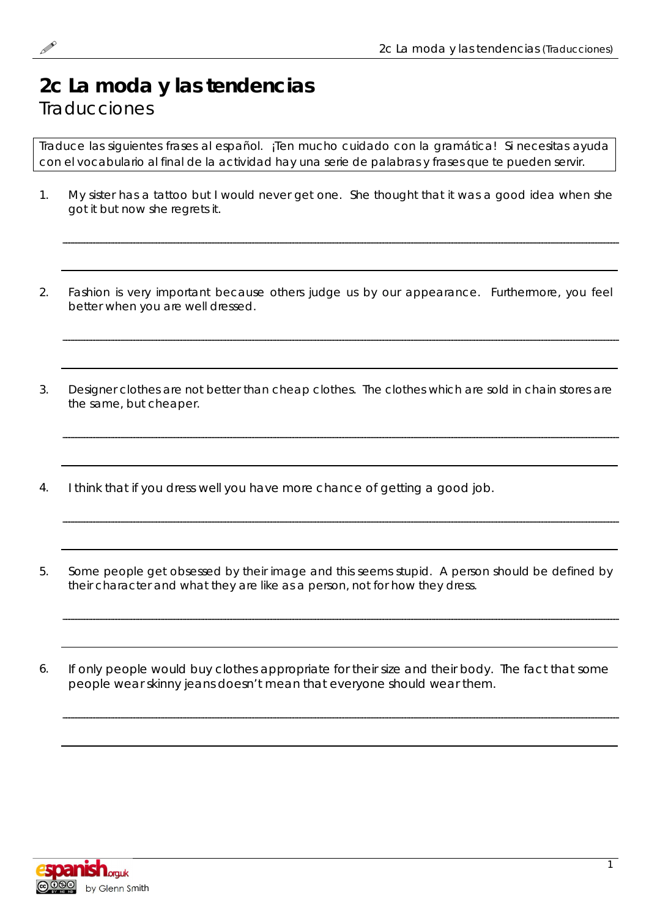# 2c La moda y las tendencias

## Traducciones

Traduce las siguientes frases al español. ¡Ten mucho cuidado con la gramática! Si necesitas ayuda con el vocabulario al final de la actividad hay una serie de palabras y frases que te pueden servir.

1. My sister has a tattoo but I would never get one. She thought that it was a good idea when she got it but now she regrets it.

2. Fashion is very important because others judge us by our appearance. Furthermore, you feel better when you are well dressed.

3. Designer clothes are not better than cheap clothes. The clothes which are sold in chain stores are the same, but cheaper.

4. I think that if you dress well you have more chance of getting a good job.

5. Some people get obsessed by their image and this seems stupid. A person should be defined by their character and what they are like as a person, not for how they dress.

6. If only people would buy clothes appropriate for their size and their body. The fact that some people wear skinny jeans doesn't mean that everyone should wear them.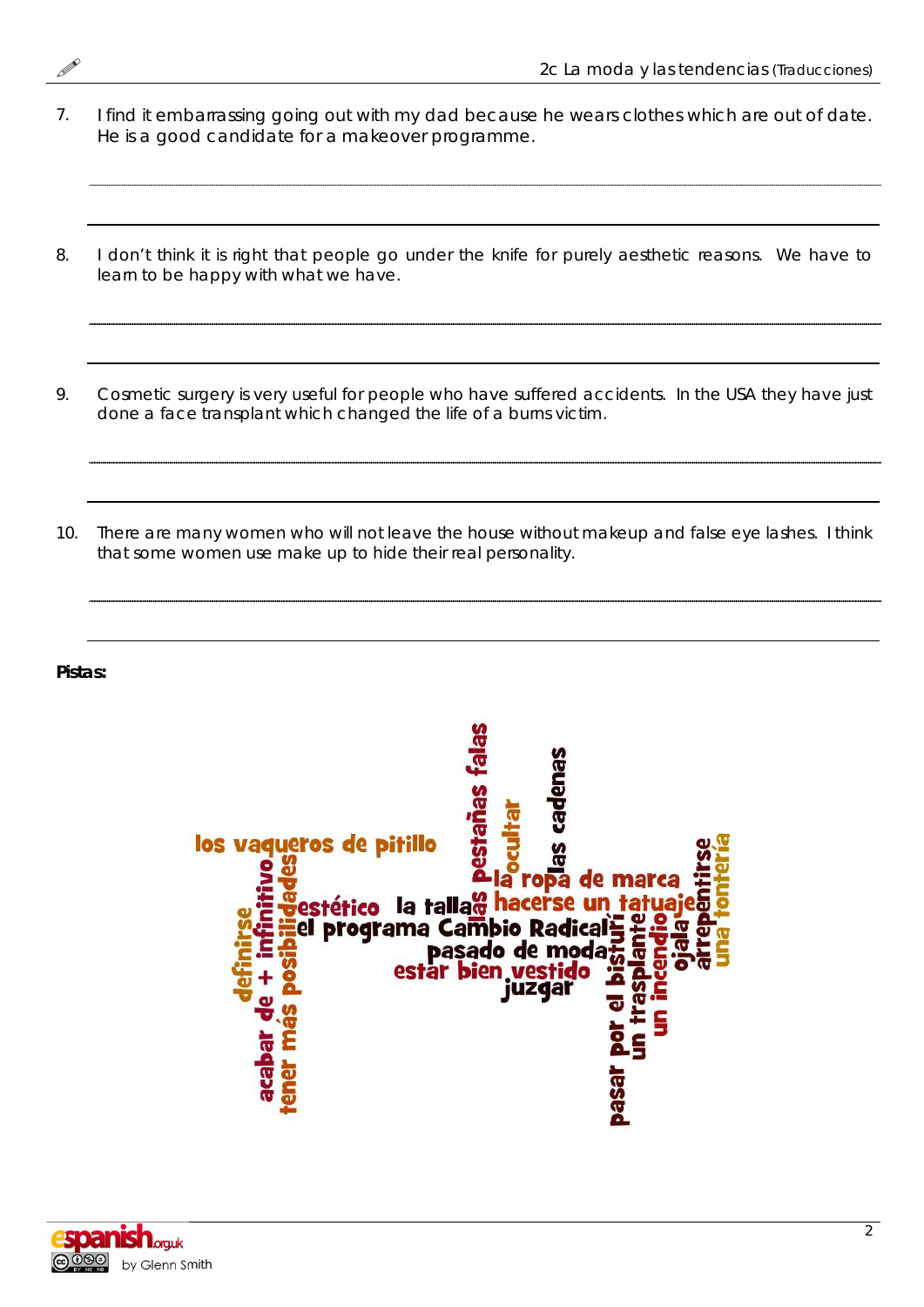7. I find it embarrassing going out with my dad because he wears clothes which are out of date. He is a good candidate for a makeover programme.

8. I don't think it is right that people go under the knife for purely aesthetic reasons. We have to learn to be happy with what we have.

9. Cosmetic surgery is very useful for people who have suffered accidents. In the USA they have just done a face transplant which changed the life of a burns victim.

10. There are many women who will not leave the house without makeup and false eye lashes. I think that some women use make up to hide their real personality.

**Pistas:**

los vaqueros de pitillo, definirse, acabar de + infinitivo, tener más posibilidades, estético, la talla, el programa Cambio Radical, las pestañas falas, ocultar, las cadenas, la ropa de marca, hacerse un tatuaje, pasado de moda, estar bien vestido, juzgar, pasar por el bisturí, un trasplante, un incendio, ojalá, arrepentirse, una tontería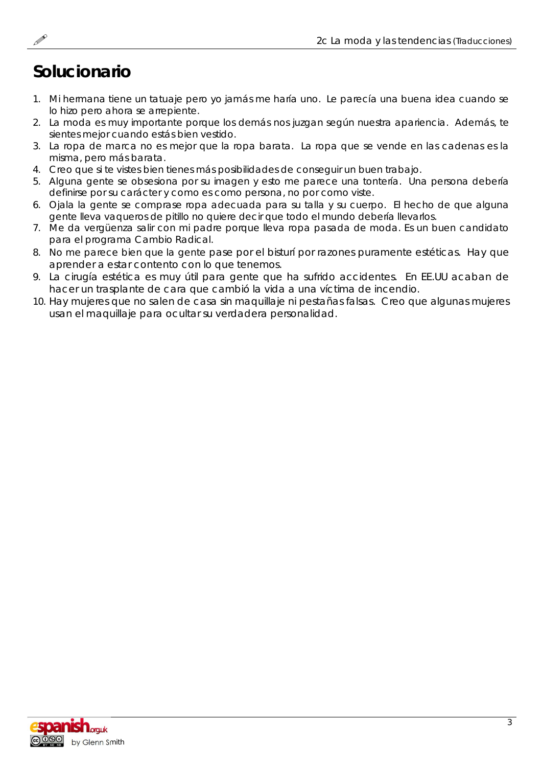# Solucionario

1. Mi hermana tiene un tatuaje pero yo jamás me haría uno. Le parecía una buena idea cuando se lo hizo pero ahora se arrepiente.
2. La moda es muy importante porque los demás nos juzgan según nuestra apariencia. Además, te sientes mejor cuando estás bien vestido.
3. La ropa de marca no es mejor que la ropa barata. La ropa que se vende en las cadenas es la misma, pero más barata.
4. Creo que si te vistes bien tienes más posibilidades de conseguir un buen trabajo.
5. Alguna gente se obsesiona por su imagen y esto me parece una tontería. Una persona debería definirse por su carácter y como es como persona, no por como viste.
6. Ojala la gente se comprase ropa adecuada para su talla y su cuerpo. El hecho de que alguna gente lleva vaqueros de pitillo no quiere decir que todo el mundo debería llevarlos.
7. Me da vergüenza salir con mi padre porque lleva ropa pasada de moda. Es un buen candidato para el programa Cambio Radical.
8. No me parece bien que la gente pase por el bisturí por razones puramente estéticas. Hay que aprender a estar contento con lo que tenemos.
9. La cirugía estética es muy útil para gente que ha sufrido accidentes. En EE.UU acaban de hacer un trasplante de cara que cambió la vida a una víctima de incendio.
10. Hay mujeres que no salen de casa sin maquillaje ni pestañas falsas. Creo que algunas mujeres usan el maquillaje para ocultar su verdadera personalidad.